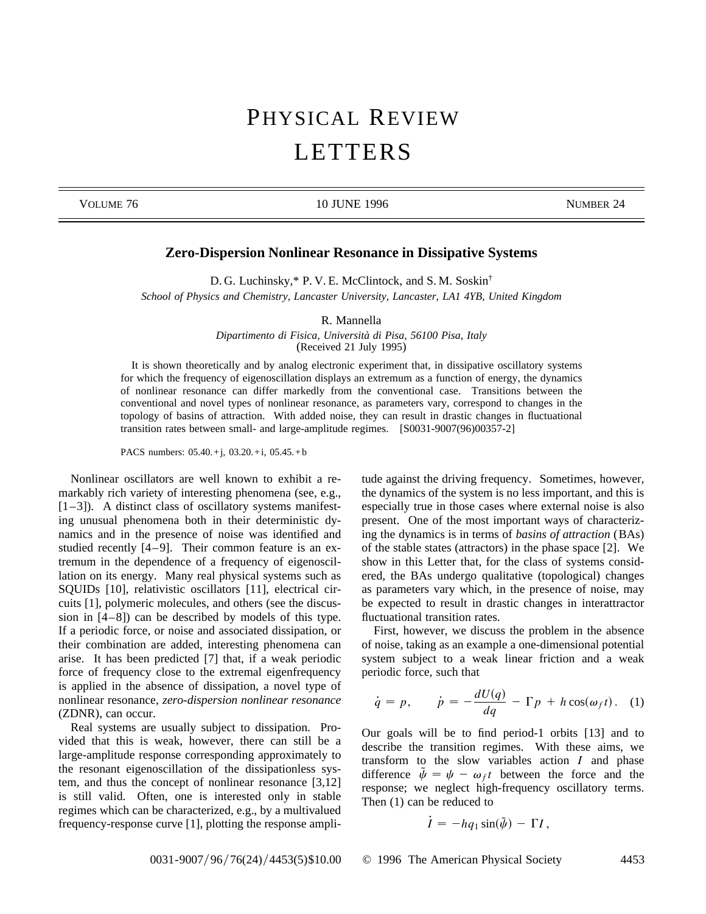# Zero-Dispersion Nonlinear Resonance in Dissipative Systems

D. G. Luchinsky,* P. V. E. McClintock, and S. M. Soskin†

*School of Physics and Chemistry, Lancaster University, Lancaster, LA1 4YB, United Kingdom*

R. Mannella

*Dipartimento di Fisica, Università di Pisa, 56100 Pisa, Italy*

(Received 21 July 1995)

It is shown theoretically and by analog electronic experiment that, in dissipative oscillatory systems for which the frequency of eigenoscillation displays an extremum as a function of energy, the dynamics of nonlinear resonance can differ markedly from the conventional case. Transitions between the conventional and novel types of nonlinear resonance, as parameters vary, correspond to changes in the topology of basins of attraction. With added noise, they can result in drastic changes in fluctuational transition rates between small- and large-amplitude regimes. [S0031-9007(96)00357-2]

PACS numbers: 05.40.+j, 03.20.+i, 05.45.+b

Nonlinear oscillators are well known to exhibit a remarkably rich variety of interesting phenomena (see, e.g., [1–3]). A distinct class of oscillatory systems manifesting unusual phenomena both in their deterministic dynamics and in the presence of noise was identified and studied recently [4–9]. Their common feature is an extremum in the dependence of a frequency of eigenoscillation on its energy. Many real physical systems such as SQUIDs [10], relativistic oscillators [11], electrical circuits [1], polymeric molecules, and others (see the discussion in [4–8]) can be described by models of this type. If a periodic force, or noise and associated dissipation, or their combination are added, interesting phenomena can arise. It has been predicted [7] that, if a weak periodic force of frequency close to the extremal eigenfrequency is applied in the absence of dissipation, a novel type of nonlinear resonance, *zero-dispersion nonlinear resonance* (ZDNR), can occur.

Real systems are usually subject to dissipation. Provided that this is weak, however, there can still be a large-amplitude response corresponding approximately to the resonant eigenoscillation of the dissipationless system, and thus the concept of nonlinear resonance [3,12] is still valid. Often, one is interested only in stable regimes which can be characterized, e.g., by a multivalued frequency-response curve [1], plotting the response amplitude against the driving frequency. Sometimes, however, the dynamics of the system is no less important, and this is especially true in those cases where external noise is also present. One of the most important ways of characterizing the dynamics is in terms of *basins of attraction* (BAs) of the stable states (attractors) in the phase space [2]. We show in this Letter that, for the class of systems considered, the BAs undergo qualitative (topological) changes as parameters vary which, in the presence of noise, may be expected to result in drastic changes in interattractor fluctuational transition rates.

First, however, we discuss the problem in the absence of noise, taking as an example a one-dimensional potential system subject to a weak linear friction and a weak periodic force, such that

$$\dot{q} = p, \qquad \dot{p} = -\frac{dU(q)}{dq} - \Gamma p + h\cos(\omega_f t). \quad (1)$$

Our goals will be to find period-1 orbits [13] and to describe the transition regimes. With these aims, we transform to the slow variables action $I$ and phase difference $\tilde{\psi} = \psi - \omega_f t$ between the force and the response; we neglect high-frequency oscillatory terms. Then (1) can be reduced to

$$\dot{I} = -hq_1\sin(\tilde{\psi}) - \Gamma I\,,$$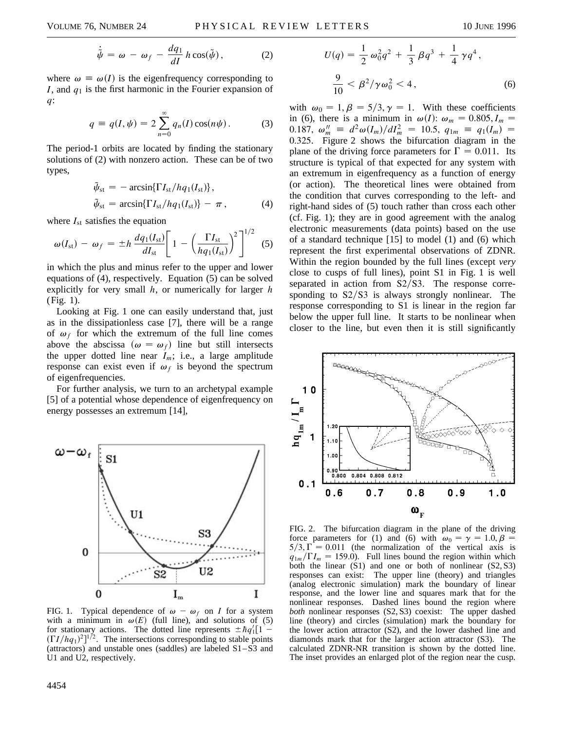$$\dot{\tilde{\psi}} = \omega - \omega_f - \frac{dq_1}{dI} h \cos(\tilde{\psi}), \tag{2}$$

where $\omega \equiv \omega(I)$ is the eigenfrequency corresponding to $I$, and $q_1$ is the first harmonic in the Fourier expansion of $q$:

$$q \equiv q(I, \psi) = 2 \sum_{n=0}^{\infty} q_n(I) \cos(n\psi). \tag{3}$$

The period-1 orbits are located by finding the stationary solutions of (2) with nonzero action. These can be of two types,

$$\tilde{\psi}_{\rm st} = -\arcsin\{\Gamma I_{\rm st}/hq_1(I_{\rm st})\},$$
$$\tilde{\psi}_{\rm st} = \arcsin\{\Gamma I_{\rm st}/hq_1(I_{\rm st})\} - \pi, \tag{4}$$

where $I_{\rm st}$ satisfies the equation

$$\omega(I_{\rm st}) - \omega_f = \pm h \frac{dq_1(I_{\rm st})}{dI_{\rm st}} \left[ 1 - \left( \frac{\Gamma I_{\rm st}}{hq_1(I_{\rm st})} \right)^2 \right]^{1/2} \tag{5}$$

in which the plus and minus refer to the upper and lower equations of (4), respectively. Equation (5) can be solved explicitly for very small $h$, or numerically for larger $h$ (Fig. 1).

Looking at Fig. 1 one can easily understand that, just as in the dissipationless case [7], there will be a range of $\omega_f$ for which the extremum of the full line comes above the abscissa ($\omega = \omega_f$) line but still intersects the upper dotted line near $I_m$; i.e., a large amplitude response can exist even if $\omega_f$ is beyond the spectrum of eigenfrequencies.

For further analysis, we turn to an archetypal example [5] of a potential whose dependence of eigenfrequency on energy possesses an extremum [14],

FIG. 1. Typical dependence of $\omega - \omega_f$ on $I$ for a system with a minimum in $\omega(E)$ (full line), and solutions of (5) for stationary actions. The dotted line represents $\pm \hbar q_1' [1 - (\Gamma I / hq_1)^2]^{1/2}$. The intersections corresponding to stable points (attractors) and unstable ones (saddles) are labeled S1–S3 and U1 and U2, respectively.

$$U(q) = \frac{1}{2} \omega_0^2 q^2 + \frac{1}{3} \beta q^3 + \frac{1}{4} \gamma q^4,$$
$$\frac{9}{10} < \beta^2 / \gamma \omega_0^2 < 4, \tag{6}$$

with $\omega_0 = 1, \beta = 5/3, \gamma = 1$. With these coefficients in (6), there is a minimum in $\omega(I)$: $\omega_m = 0.805, I_m = 0.187$, $\omega_m'' \equiv d^2\omega(I_m)/dI_m^2 = 10.5$, $q_{1m} \equiv q_1(I_m) = 0.325$. Figure 2 shows the bifurcation diagram in the plane of the driving force parameters for $\Gamma = 0.011$. Its structure is typical of that expected for any system with an extremum in eigenfrequency as a function of energy (or action). The theoretical lines were obtained from the condition that curves corresponding to the left- and right-hand sides of (5) touch rather than cross each other (cf. Fig. 1); they are in good agreement with the analog electronic measurements (data points) based on the use of a standard technique [15] to model (1) and (6) which represent the first experimental observations of ZDNR. Within the region bounded by the full lines (except *very* close to cusps of full lines), point S1 in Fig. 1 is well separated in action from S2/S3. The response corresponding to S2/S3 is always strongly nonlinear. The response corresponding to S1 is linear in the region far below the upper full line. It starts to be nonlinear when closer to the line, but even then it is still significantly

FIG. 2. The bifurcation diagram in the plane of the driving force parameters for (1) and (6) with $\omega_0 = \gamma = 1.0, \beta = 5/3, \Gamma = 0.011$ (the normalization of the vertical axis is $q_{1m}/\Gamma I_m = 159.0$). Full lines bound the region within which both the linear (S1) and one or both of nonlinear (S2, S3) responses can exist: The upper line (theory) and triangles (analog electronic simulation) mark the boundary of linear response, and the lower line and squares mark that for the nonlinear responses. Dashed lines bound the region where *both* nonlinear responses (S2, S3) coexist: The upper dashed line (theory) and circles (simulation) mark the boundary for the lower action attractor (S2), and the lower dashed line and diamonds mark that for the larger action attractor (S3). The calculated ZDNR-NR transition is shown by the dotted line. The inset provides an enlarged plot of the region near the cusp.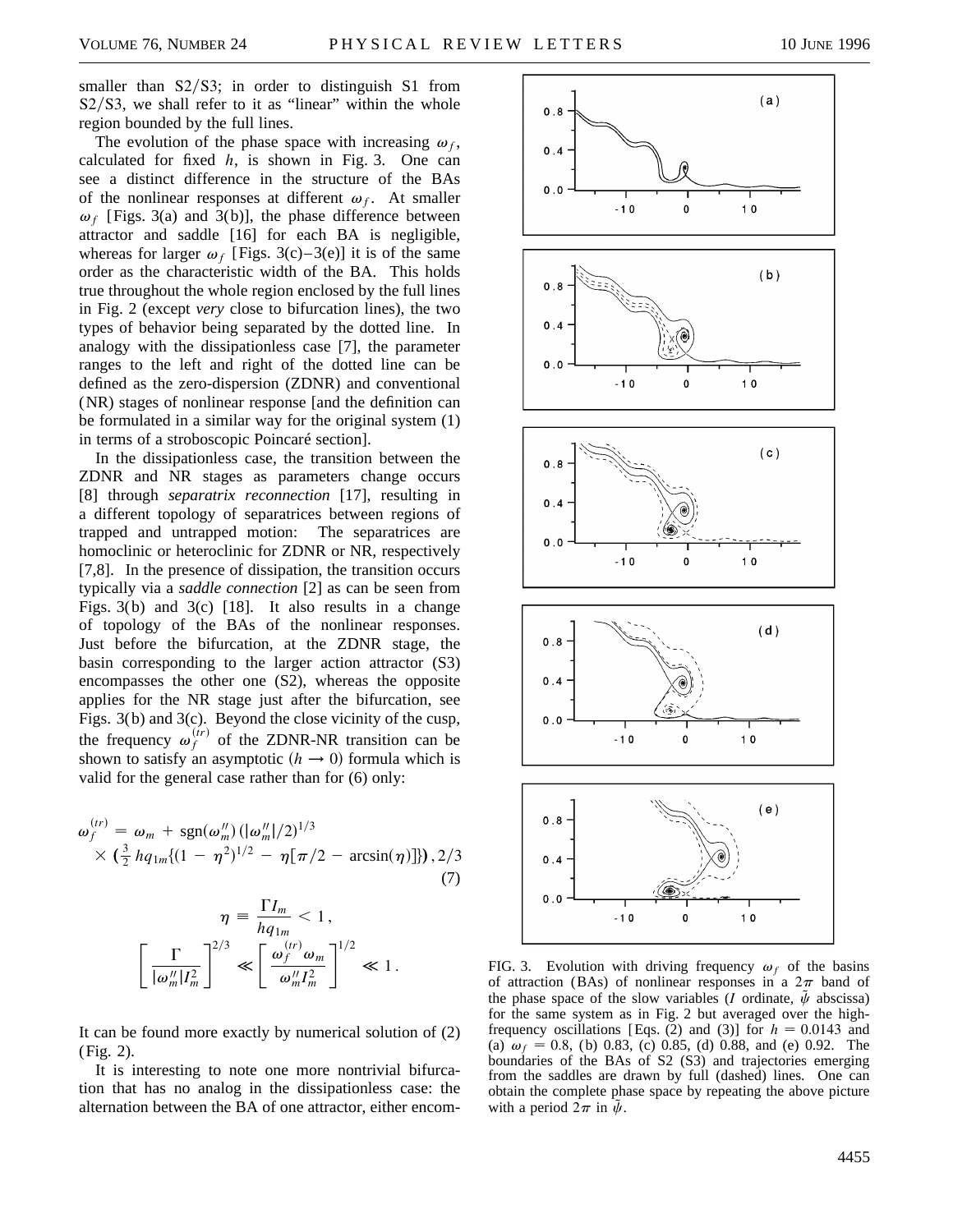smaller than S2/S3; in order to distinguish S1 from S2/S3, we shall refer to it as "linear" within the whole region bounded by the full lines.

The evolution of the phase space with increasing $\omega_f$, calculated for fixed $h$, is shown in Fig. 3. One can see a distinct difference in the structure of the BAs of the nonlinear responses at different $\omega_f$. At smaller $\omega_f$ [Figs. 3(a) and 3(b)], the phase difference between attractor and saddle [16] for each BA is negligible, whereas for larger $\omega_f$ [Figs. 3(c)–3(e)] it is of the same order as the characteristic width of the BA. This holds true throughout the whole region enclosed by the full lines in Fig. 2 (except *very* close to bifurcation lines), the two types of behavior being separated by the dotted line. In analogy with the dissipationless case [7], the parameter ranges to the left and right of the dotted line can be defined as the zero-dispersion (ZDNR) and conventional (NR) stages of nonlinear response [and the definition can be formulated in a similar way for the original system (1) in terms of a stroboscopic Poincaré section].

In the dissipationless case, the transition between the ZDNR and NR stages as parameters change occurs [8] through *separatrix reconnection* [17], resulting in a different topology of separatrices between regions of trapped and untrapped motion: The separatrices are homoclinic or heteroclinic for ZDNR or NR, respectively [7,8]. In the presence of dissipation, the transition occurs typically via a *saddle connection* [2] as can be seen from Figs. 3(b) and 3(c) [18]. It also results in a change of topology of the BAs of the nonlinear responses. Just before the bifurcation, at the ZDNR stage, the basin corresponding to the larger action attractor (S3) encompasses the other one (S2), whereas the opposite applies for the NR stage just after the bifurcation, see Figs. 3(b) and 3(c). Beyond the close vicinity of the cusp, the frequency $\omega_f^{(tr)}$ of the ZDNR-NR transition can be shown to satisfy an asymptotic ($h \to 0$) formula which is valid for the general case rather than for (6) only:

$$\omega_f^{(tr)} = \omega_m + \text{sgn}(\omega_m'')\,(|\omega_m''|/2)^{1/3} \times \left(\tfrac{3}{2}\,hq_{1m}\{(1-\eta^2)^{1/2} - \eta[\pi/2 - \arcsin(\eta)]\}\right)^{2/3} \tag{7}$$

$$\eta \equiv \frac{\Gamma I_m}{hq_{1m}} < 1\,,$$

$$\left[\frac{\Gamma}{|\omega_m''| I_m^2}\right]^{2/3} \ll \left[\frac{\omega_f^{(tr)}\omega_m}{\omega_m'' I_m^2}\right]^{1/2} \ll 1\,.$$

It can be found more exactly by numerical solution of (2) (Fig. 2).

It is interesting to note one more nontrivial bifurcation that has no analog in the dissipationless case: the alternation between the BA of one attractor, either encom-

FIG. 3. Evolution with driving frequency $\omega_f$ of the basins of attraction (BAs) of nonlinear responses in a $2\pi$ band of the phase space of the slow variables ($I$ ordinate, $\tilde{\psi}$ abscissa) for the same system as in Fig. 2 but averaged over the high-frequency oscillations [Eqs. (2) and (3)] for $h = 0.0143$ and (a) $\omega_f = 0.8$, (b) 0.83, (c) 0.85, (d) 0.88, and (e) 0.92. The boundaries of the BAs of S2 (S3) and trajectories emerging from the saddles are drawn by full (dashed) lines. One can obtain the complete phase space by repeating the above picture with a period $2\pi$ in $\tilde{\psi}$.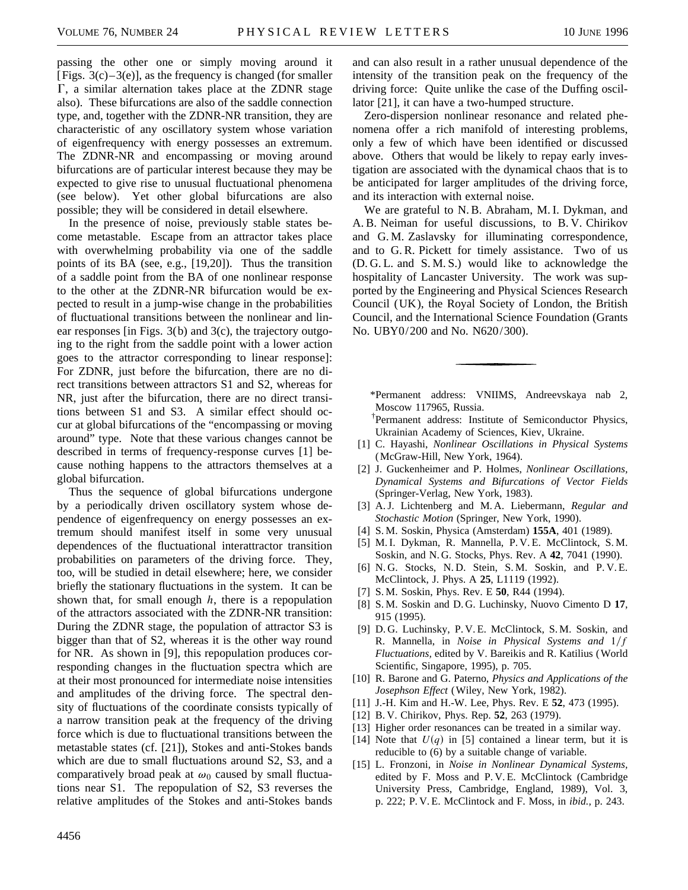passing the other one or simply moving around it [Figs. 3(c)–3(e)], as the frequency is changed (for smaller $\Gamma$, a similar alternation takes place at the ZDNR stage also). These bifurcations are also of the saddle connection type, and, together with the ZDNR-NR transition, they are characteristic of any oscillatory system whose variation of eigenfrequency with energy possesses an extremum. The ZDNR-NR and encompassing or moving around bifurcations are of particular interest because they may be expected to give rise to unusual fluctuational phenomena (see below). Yet other global bifurcations are also possible; they will be considered in detail elsewhere.

In the presence of noise, previously stable states become metastable. Escape from an attractor takes place with overwhelming probability via one of the saddle points of its BA (see, e.g., [19,20]). Thus the transition of a saddle point from the BA of one nonlinear response to the other at the ZDNR-NR bifurcation would be expected to result in a jump-wise change in the probabilities of fluctuational transitions between the nonlinear and linear responses [in Figs. 3(b) and 3(c), the trajectory outgoing to the right from the saddle point with a lower action goes to the attractor corresponding to linear response]: For ZDNR, just before the bifurcation, there are no direct transitions between attractors S1 and S2, whereas for NR, just after the bifurcation, there are no direct transitions between S1 and S3. A similar effect should occur at global bifurcations of the "encompassing or moving around" type. Note that these various changes cannot be described in terms of frequency-response curves [1] because nothing happens to the attractors themselves at a global bifurcation.

Thus the sequence of global bifurcations undergone by a periodically driven oscillatory system whose dependence of eigenfrequency on energy possesses an extremum should manifest itself in some very unusual dependences of the fluctuational interattractor transition probabilities on parameters of the driving force. They, too, will be studied in detail elsewhere; here, we consider briefly the stationary fluctuations in the system. It can be shown that, for small enough $h$, there is a repopulation of the attractors associated with the ZDNR-NR transition: During the ZDNR stage, the population of attractor S3 is bigger than that of S2, whereas it is the other way round for NR. As shown in [9], this repopulation produces corresponding changes in the fluctuation spectra which are at their most pronounced for intermediate noise intensities and amplitudes of the driving force. The spectral density of fluctuations of the coordinate consists typically of a narrow transition peak at the frequency of the driving force which is due to fluctuational transitions between the metastable states (cf. [21]), Stokes and anti-Stokes bands which are due to small fluctuations around S2, S3, and a comparatively broad peak at $\omega_0$ caused by small fluctuations near S1. The repopulation of S2, S3 reverses the relative amplitudes of the Stokes and anti-Stokes bands and can also result in a rather unusual dependence of the intensity of the transition peak on the frequency of the driving force: Quite unlike the case of the Duffing oscillator [21], it can have a two-humped structure.

Zero-dispersion nonlinear resonance and related phenomena offer a rich manifold of interesting problems, only a few of which have been identified or discussed above. Others that would be likely to repay early investigation are associated with the dynamical chaos that is to be anticipated for larger amplitudes of the driving force, and its interaction with external noise.

We are grateful to N. B. Abraham, M. I. Dykman, and A. B. Neiman for useful discussions, to B. V. Chirikov and G. M. Zaslavsky for illuminating correspondence, and to G. R. Pickett for timely assistance. Two of us (D. G. L. and S. M. S.) would like to acknowledge the hospitality of Lancaster University. The work was supported by the Engineering and Physical Sciences Research Council (UK), the Royal Society of London, the British Council, and the International Science Foundation (Grants No. UBY0/200 and No. N620/300).

---

*Permanent address: VNIIMS, Andreevskaya nab 2, Moscow 117965, Russia.

†Permanent address: Institute of Semiconductor Physics, Ukrainian Academy of Sciences, Kiev, Ukraine.

[1] C. Hayashi, *Nonlinear Oscillations in Physical Systems* (McGraw-Hill, New York, 1964).

[2] J. Guckenheimer and P. Holmes, *Nonlinear Oscillations, Dynamical Systems and Bifurcations of Vector Fields* (Springer-Verlag, New York, 1983).

[3] A. J. Lichtenberg and M. A. Liebermann, *Regular and Stochastic Motion* (Springer, New York, 1990).

[4] S. M. Soskin, Physica (Amsterdam) **155A**, 401 (1989).

[5] M. I. Dykman, R. Mannella, P. V. E. McClintock, S. M. Soskin, and N. G. Stocks, Phys. Rev. A **42**, 7041 (1990).

[6] N. G. Stocks, N. D. Stein, S. M. Soskin, and P. V. E. McClintock, J. Phys. A **25**, L1119 (1992).

[7] S. M. Soskin, Phys. Rev. E **50**, R44 (1994).

[8] S. M. Soskin and D. G. Luchinsky, Nuovo Cimento D **17**, 915 (1995).

[9] D. G. Luchinsky, P. V. E. McClintock, S. M. Soskin, and R. Mannella, in *Noise in Physical Systems and* $1/f$ *Fluctuations*, edited by V. Bareikis and R. Katilius (World Scientific, Singapore, 1995), p. 705.

[10] R. Barone and G. Paterno, *Physics and Applications of the Josephson Effect* (Wiley, New York, 1982).

[11] J.-H. Kim and H.-W. Lee, Phys. Rev. E **52**, 473 (1995).

[12] B. V. Chirikov, Phys. Rep. **52**, 263 (1979).

[13] Higher order resonances can be treated in a similar way.

[14] Note that $U(q)$ in [5] contained a linear term, but it is reducible to (6) by a suitable change of variable.

[15] L. Fronzoni, in *Noise in Nonlinear Dynamical Systems*, edited by F. Moss and P. V. E. McClintock (Cambridge University Press, Cambridge, England, 1989), Vol. 3, p. 222; P. V. E. McClintock and F. Moss, in *ibid.*, p. 243.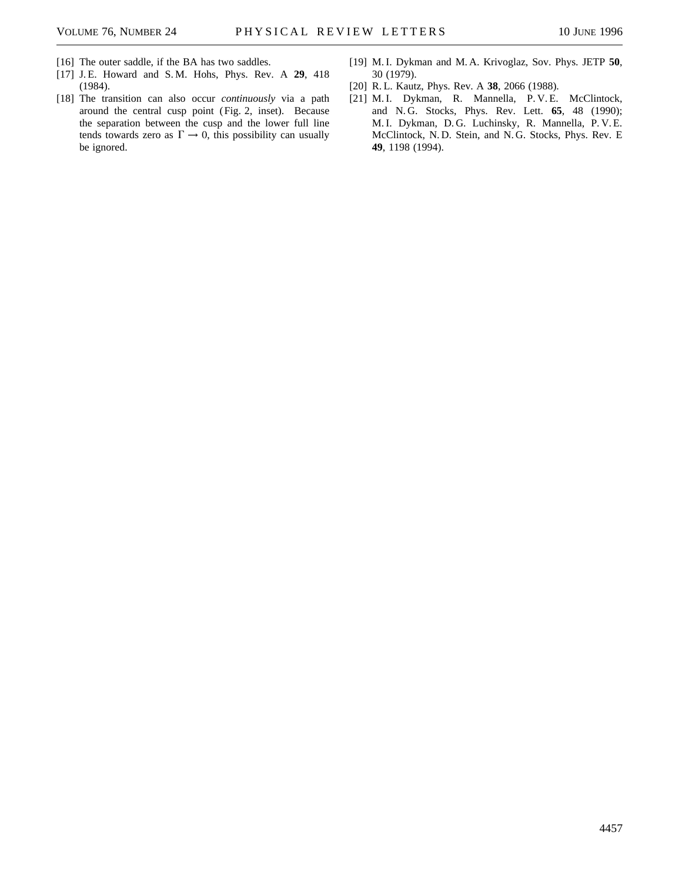[16] The outer saddle, if the BA has two saddles.

[17] J. E. Howard and S. M. Hohs, Phys. Rev. A **29**, 418 (1984).

[18] The transition can also occur *continuously* via a path around the central cusp point (Fig. 2, inset). Because the separation between the cusp and the lower full line tends towards zero as $\Gamma \to 0$, this possibility can usually be ignored.

[19] M. I. Dykman and M. A. Krivoglaz, Sov. Phys. JETP **50**, 30 (1979).

[20] R. L. Kautz, Phys. Rev. A **38**, 2066 (1988).

[21] M. I. Dykman, R. Mannella, P. V. E. McClintock, and N. G. Stocks, Phys. Rev. Lett. **65**, 48 (1990); M. I. Dykman, D. G. Luchinsky, R. Mannella, P. V. E. McClintock, N. D. Stein, and N. G. Stocks, Phys. Rev. E **49**, 1198 (1994).